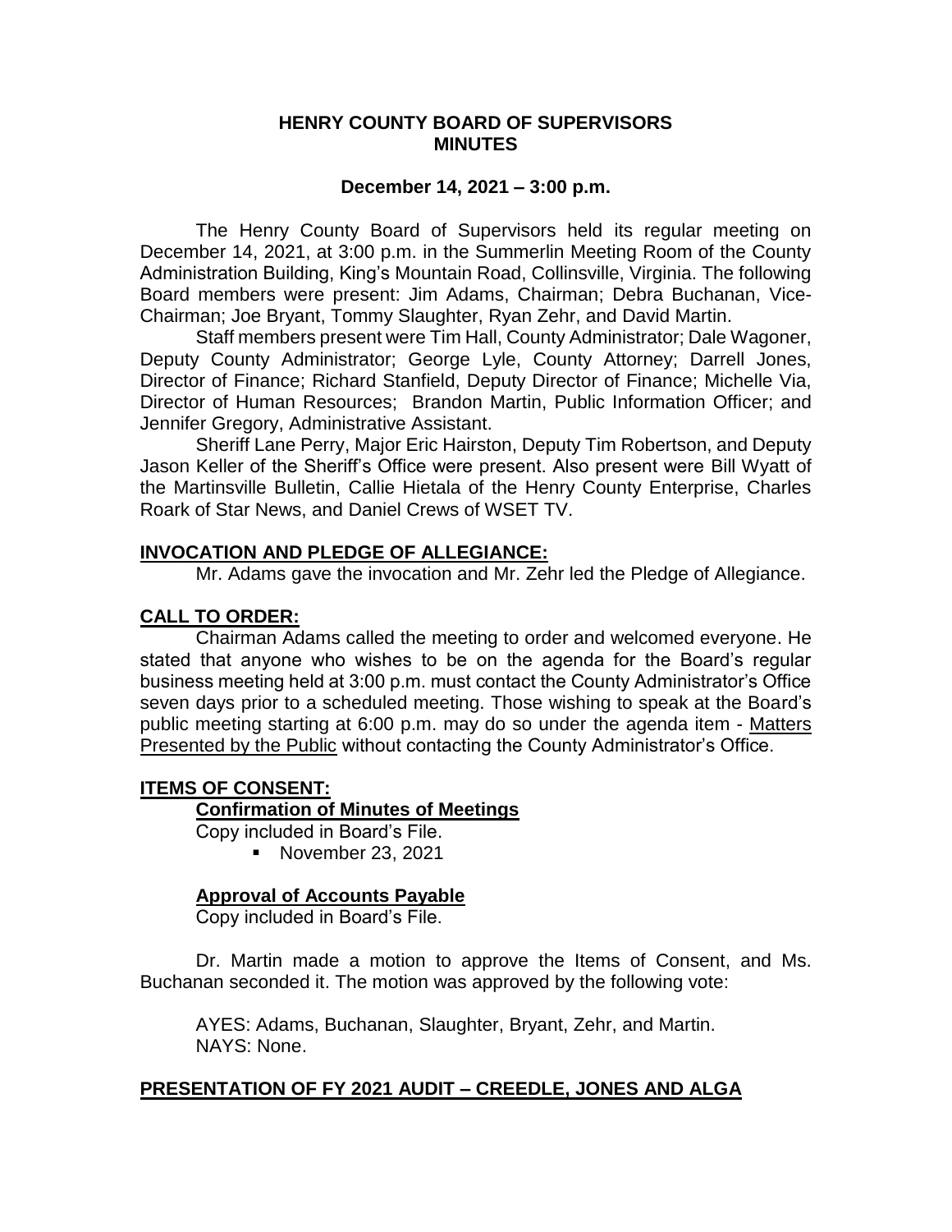# HENRY COUNTY BOARD OF SUPERVISORS
# MINUTES

**December 14, 2021 – 3:00 p.m.**

The Henry County Board of Supervisors held its regular meeting on December 14, 2021, at 3:00 p.m. in the Summerlin Meeting Room of the County Administration Building, King's Mountain Road, Collinsville, Virginia. The following Board members were present: Jim Adams, Chairman; Debra Buchanan, Vice-Chairman; Joe Bryant, Tommy Slaughter, Ryan Zehr, and David Martin.

Staff members present were Tim Hall, County Administrator; Dale Wagoner, Deputy County Administrator; George Lyle, County Attorney; Darrell Jones, Director of Finance; Richard Stanfield, Deputy Director of Finance; Michelle Via, Director of Human Resources; Brandon Martin, Public Information Officer; and Jennifer Gregory, Administrative Assistant.

Sheriff Lane Perry, Major Eric Hairston, Deputy Tim Robertson, and Deputy Jason Keller of the Sheriff's Office were present. Also present were Bill Wyatt of the Martinsville Bulletin, Callie Hietala of the Henry County Enterprise, Charles Roark of Star News, and Daniel Crews of WSET TV.

## INVOCATION AND PLEDGE OF ALLEGIANCE:

Mr. Adams gave the invocation and Mr. Zehr led the Pledge of Allegiance.

## CALL TO ORDER:

Chairman Adams called the meeting to order and welcomed everyone. He stated that anyone who wishes to be on the agenda for the Board's regular business meeting held at 3:00 p.m. must contact the County Administrator's Office seven days prior to a scheduled meeting. Those wishing to speak at the Board's public meeting starting at 6:00 p.m. may do so under the agenda item - Matters Presented by the Public without contacting the County Administrator's Office.

## ITEMS OF CONSENT:

### Confirmation of Minutes of Meetings

Copy included in Board's File.

- November 23, 2021

### Approval of Accounts Payable

Copy included in Board's File.

Dr. Martin made a motion to approve the Items of Consent, and Ms. Buchanan seconded it. The motion was approved by the following vote:

AYES: Adams, Buchanan, Slaughter, Bryant, Zehr, and Martin.
NAYS: None.

## PRESENTATION OF FY 2021 AUDIT – CREEDLE, JONES AND ALGA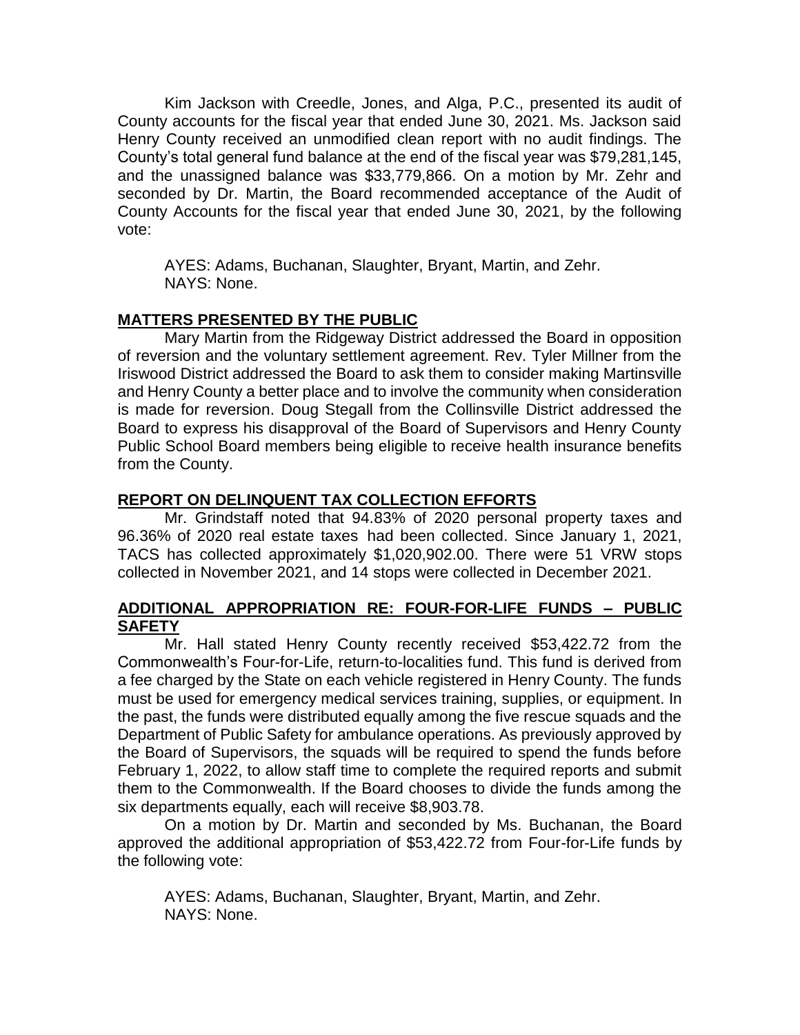Kim Jackson with Creedle, Jones, and Alga, P.C., presented its audit of County accounts for the fiscal year that ended June 30, 2021. Ms. Jackson said Henry County received an unmodified clean report with no audit findings. The County's total general fund balance at the end of the fiscal year was $79,281,145, and the unassigned balance was $33,779,866. On a motion by Mr. Zehr and seconded by Dr. Martin, the Board recommended acceptance of the Audit of County Accounts for the fiscal year that ended June 30, 2021, by the following vote:

AYES: Adams, Buchanan, Slaughter, Bryant, Martin, and Zehr.
NAYS: None.

## MATTERS PRESENTED BY THE PUBLIC

Mary Martin from the Ridgeway District addressed the Board in opposition of reversion and the voluntary settlement agreement. Rev. Tyler Millner from the Iriswood District addressed the Board to ask them to consider making Martinsville and Henry County a better place and to involve the community when consideration is made for reversion. Doug Stegall from the Collinsville District addressed the Board to express his disapproval of the Board of Supervisors and Henry County Public School Board members being eligible to receive health insurance benefits from the County.

## REPORT ON DELINQUENT TAX COLLECTION EFFORTS

Mr. Grindstaff noted that 94.83% of 2020 personal property taxes and 96.36% of 2020 real estate taxes had been collected. Since January 1, 2021, TACS has collected approximately $1,020,902.00. There were 51 VRW stops collected in November 2021, and 14 stops were collected in December 2021.

## ADDITIONAL APPROPRIATION RE: FOUR-FOR-LIFE FUNDS – PUBLIC SAFETY

Mr. Hall stated Henry County recently received $53,422.72 from the Commonwealth's Four-for-Life, return-to-localities fund. This fund is derived from a fee charged by the State on each vehicle registered in Henry County. The funds must be used for emergency medical services training, supplies, or equipment. In the past, the funds were distributed equally among the five rescue squads and the Department of Public Safety for ambulance operations. As previously approved by the Board of Supervisors, the squads will be required to spend the funds before February 1, 2022, to allow staff time to complete the required reports and submit them to the Commonwealth. If the Board chooses to divide the funds among the six departments equally, each will receive $8,903.78.

On a motion by Dr. Martin and seconded by Ms. Buchanan, the Board approved the additional appropriation of $53,422.72 from Four-for-Life funds by the following vote:

AYES: Adams, Buchanan, Slaughter, Bryant, Martin, and Zehr.
NAYS: None.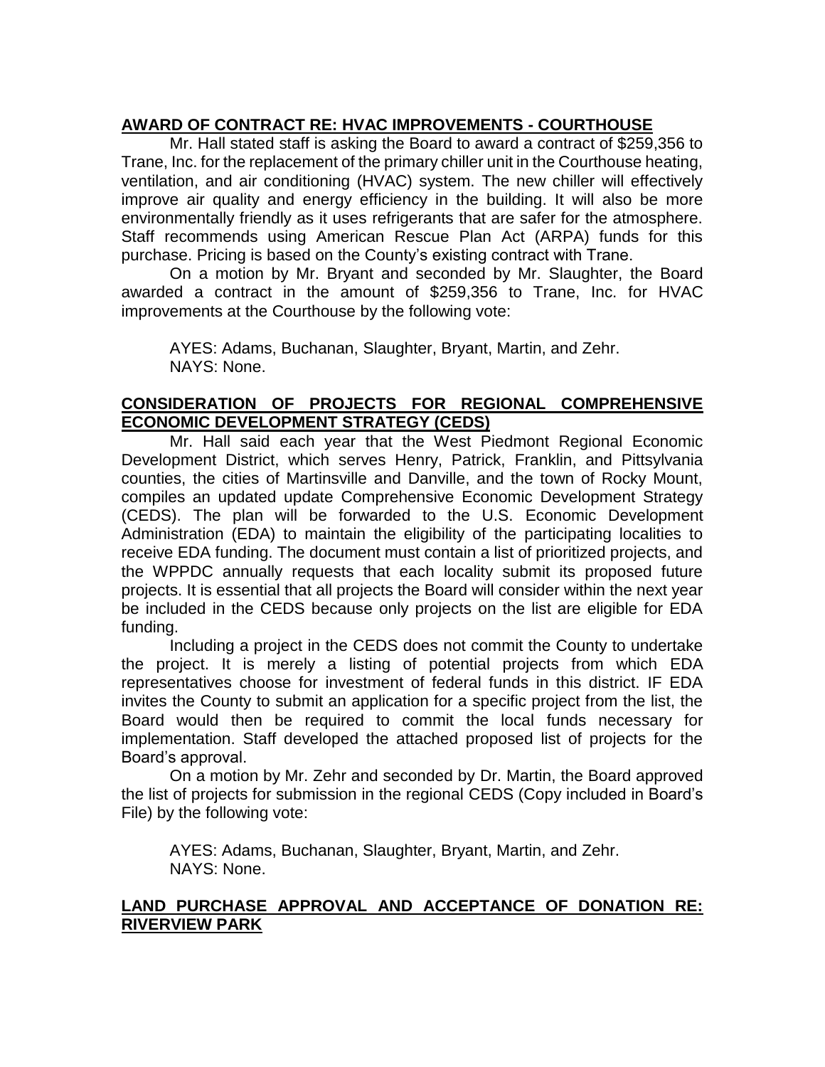**AWARD OF CONTRACT RE: HVAC IMPROVEMENTS - COURTHOUSE**

Mr. Hall stated staff is asking the Board to award a contract of $259,356 to Trane, Inc. for the replacement of the primary chiller unit in the Courthouse heating, ventilation, and air conditioning (HVAC) system. The new chiller will effectively improve air quality and energy efficiency in the building. It will also be more environmentally friendly as it uses refrigerants that are safer for the atmosphere. Staff recommends using American Rescue Plan Act (ARPA) funds for this purchase. Pricing is based on the County's existing contract with Trane.

On a motion by Mr. Bryant and seconded by Mr. Slaughter, the Board awarded a contract in the amount of $259,356 to Trane, Inc. for HVAC improvements at the Courthouse by the following vote:

AYES: Adams, Buchanan, Slaughter, Bryant, Martin, and Zehr.
NAYS: None.

**CONSIDERATION OF PROJECTS FOR REGIONAL COMPREHENSIVE ECONOMIC DEVELOPMENT STRATEGY (CEDS)**

Mr. Hall said each year that the West Piedmont Regional Economic Development District, which serves Henry, Patrick, Franklin, and Pittsylvania counties, the cities of Martinsville and Danville, and the town of Rocky Mount, compiles an updated update Comprehensive Economic Development Strategy (CEDS). The plan will be forwarded to the U.S. Economic Development Administration (EDA) to maintain the eligibility of the participating localities to receive EDA funding. The document must contain a list of prioritized projects, and the WPPDC annually requests that each locality submit its proposed future projects. It is essential that all projects the Board will consider within the next year be included in the CEDS because only projects on the list are eligible for EDA funding.

Including a project in the CEDS does not commit the County to undertake the project. It is merely a listing of potential projects from which EDA representatives choose for investment of federal funds in this district. IF EDA invites the County to submit an application for a specific project from the list, the Board would then be required to commit the local funds necessary for implementation. Staff developed the attached proposed list of projects for the Board's approval.

On a motion by Mr. Zehr and seconded by Dr. Martin, the Board approved the list of projects for submission in the regional CEDS (Copy included in Board's File) by the following vote:

AYES: Adams, Buchanan, Slaughter, Bryant, Martin, and Zehr.
NAYS: None.

**LAND PURCHASE APPROVAL AND ACCEPTANCE OF DONATION RE: RIVERVIEW PARK**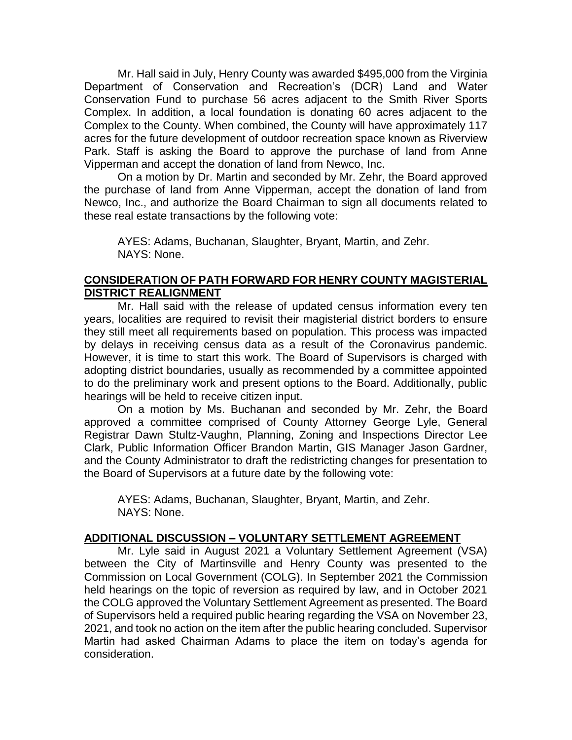Mr. Hall said in July, Henry County was awarded $495,000 from the Virginia Department of Conservation and Recreation's (DCR) Land and Water Conservation Fund to purchase 56 acres adjacent to the Smith River Sports Complex. In addition, a local foundation is donating 60 acres adjacent to the Complex to the County. When combined, the County will have approximately 117 acres for the future development of outdoor recreation space known as Riverview Park. Staff is asking the Board to approve the purchase of land from Anne Vipperman and accept the donation of land from Newco, Inc.

On a motion by Dr. Martin and seconded by Mr. Zehr, the Board approved the purchase of land from Anne Vipperman, accept the donation of land from Newco, Inc., and authorize the Board Chairman to sign all documents related to these real estate transactions by the following vote:

AYES: Adams, Buchanan, Slaughter, Bryant, Martin, and Zehr.
NAYS: None.

**CONSIDERATION OF PATH FORWARD FOR HENRY COUNTY MAGISTERIAL DISTRICT REALIGNMENT**

Mr. Hall said with the release of updated census information every ten years, localities are required to revisit their magisterial district borders to ensure they still meet all requirements based on population. This process was impacted by delays in receiving census data as a result of the Coronavirus pandemic. However, it is time to start this work. The Board of Supervisors is charged with adopting district boundaries, usually as recommended by a committee appointed to do the preliminary work and present options to the Board. Additionally, public hearings will be held to receive citizen input.

On a motion by Ms. Buchanan and seconded by Mr. Zehr, the Board approved a committee comprised of County Attorney George Lyle, General Registrar Dawn Stultz-Vaughn, Planning, Zoning and Inspections Director Lee Clark, Public Information Officer Brandon Martin, GIS Manager Jason Gardner, and the County Administrator to draft the redistricting changes for presentation to the Board of Supervisors at a future date by the following vote:

AYES: Adams, Buchanan, Slaughter, Bryant, Martin, and Zehr.
NAYS: None.

**ADDITIONAL DISCUSSION – VOLUNTARY SETTLEMENT AGREEMENT**

Mr. Lyle said in August 2021 a Voluntary Settlement Agreement (VSA) between the City of Martinsville and Henry County was presented to the Commission on Local Government (COLG). In September 2021 the Commission held hearings on the topic of reversion as required by law, and in October 2021 the COLG approved the Voluntary Settlement Agreement as presented. The Board of Supervisors held a required public hearing regarding the VSA on November 23, 2021, and took no action on the item after the public hearing concluded. Supervisor Martin had asked Chairman Adams to place the item on today's agenda for consideration.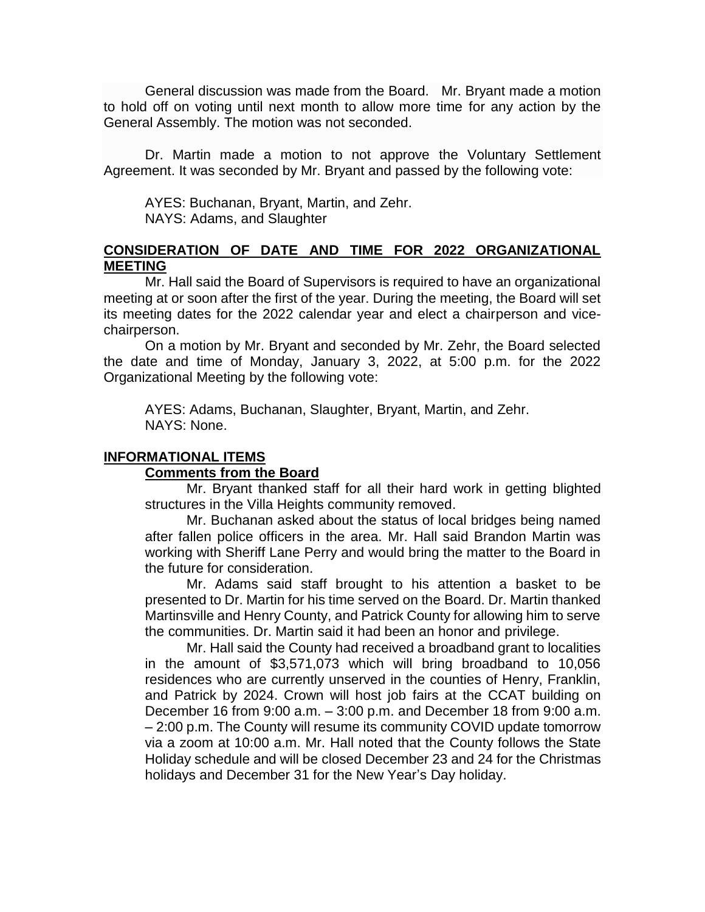General discussion was made from the Board. Mr. Bryant made a motion to hold off on voting until next month to allow more time for any action by the General Assembly. The motion was not seconded.

Dr. Martin made a motion to not approve the Voluntary Settlement Agreement. It was seconded by Mr. Bryant and passed by the following vote:

AYES: Buchanan, Bryant, Martin, and Zehr.
NAYS: Adams, and Slaughter

## CONSIDERATION OF DATE AND TIME FOR 2022 ORGANIZATIONAL MEETING

Mr. Hall said the Board of Supervisors is required to have an organizational meeting at or soon after the first of the year. During the meeting, the Board will set its meeting dates for the 2022 calendar year and elect a chairperson and vice-chairperson.

On a motion by Mr. Bryant and seconded by Mr. Zehr, the Board selected the date and time of Monday, January 3, 2022, at 5:00 p.m. for the 2022 Organizational Meeting by the following vote:

AYES: Adams, Buchanan, Slaughter, Bryant, Martin, and Zehr.
NAYS: None.

## INFORMATIONAL ITEMS

### Comments from the Board

Mr. Bryant thanked staff for all their hard work in getting blighted structures in the Villa Heights community removed.

Mr. Buchanan asked about the status of local bridges being named after fallen police officers in the area. Mr. Hall said Brandon Martin was working with Sheriff Lane Perry and would bring the matter to the Board in the future for consideration.

Mr. Adams said staff brought to his attention a basket to be presented to Dr. Martin for his time served on the Board. Dr. Martin thanked Martinsville and Henry County, and Patrick County for allowing him to serve the communities. Dr. Martin said it had been an honor and privilege.

Mr. Hall said the County had received a broadband grant to localities in the amount of $3,571,073 which will bring broadband to 10,056 residences who are currently unserved in the counties of Henry, Franklin, and Patrick by 2024. Crown will host job fairs at the CCAT building on December 16 from 9:00 a.m. – 3:00 p.m. and December 18 from 9:00 a.m. – 2:00 p.m. The County will resume its community COVID update tomorrow via a zoom at 10:00 a.m. Mr. Hall noted that the County follows the State Holiday schedule and will be closed December 23 and 24 for the Christmas holidays and December 31 for the New Year's Day holiday.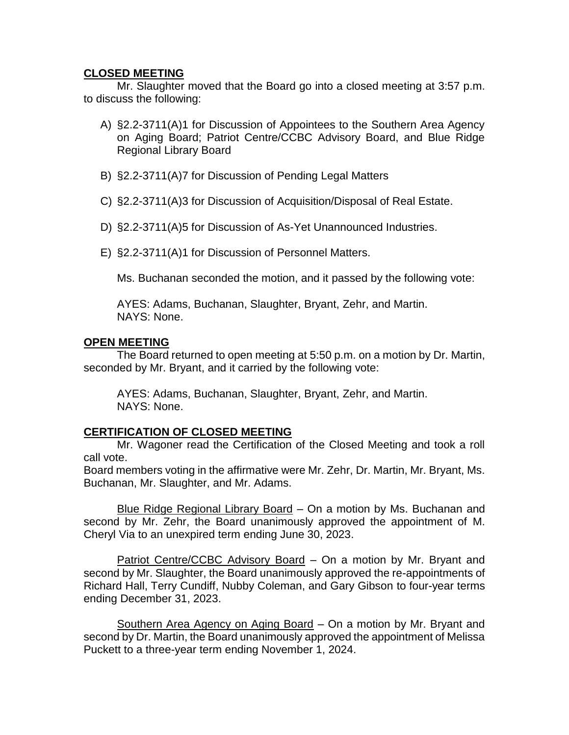**CLOSED MEETING**

Mr. Slaughter moved that the Board go into a closed meeting at 3:57 p.m. to discuss the following:

A) §2.2-3711(A)1 for Discussion of Appointees to the Southern Area Agency on Aging Board; Patriot Centre/CCBC Advisory Board, and Blue Ridge Regional Library Board

B) §2.2-3711(A)7 for Discussion of Pending Legal Matters

C) §2.2-3711(A)3 for Discussion of Acquisition/Disposal of Real Estate.

D) §2.2-3711(A)5 for Discussion of As-Yet Unannounced Industries.

E) §2.2-3711(A)1 for Discussion of Personnel Matters.

Ms. Buchanan seconded the motion, and it passed by the following vote:

AYES: Adams, Buchanan, Slaughter, Bryant, Zehr, and Martin.
NAYS: None.

**OPEN MEETING**

The Board returned to open meeting at 5:50 p.m. on a motion by Dr. Martin, seconded by Mr. Bryant, and it carried by the following vote:

AYES: Adams, Buchanan, Slaughter, Bryant, Zehr, and Martin.
NAYS: None.

**CERTIFICATION OF CLOSED MEETING**

Mr. Wagoner read the Certification of the Closed Meeting and took a roll call vote.
Board members voting in the affirmative were Mr. Zehr, Dr. Martin, Mr. Bryant, Ms. Buchanan, Mr. Slaughter, and Mr. Adams.

Blue Ridge Regional Library Board – On a motion by Ms. Buchanan and second by Mr. Zehr, the Board unanimously approved the appointment of M. Cheryl Via to an unexpired term ending June 30, 2023.

Patriot Centre/CCBC Advisory Board – On a motion by Mr. Bryant and second by Mr. Slaughter, the Board unanimously approved the re-appointments of Richard Hall, Terry Cundiff, Nubby Coleman, and Gary Gibson to four-year terms ending December 31, 2023.

Southern Area Agency on Aging Board – On a motion by Mr. Bryant and second by Dr. Martin, the Board unanimously approved the appointment of Melissa Puckett to a three-year term ending November 1, 2024.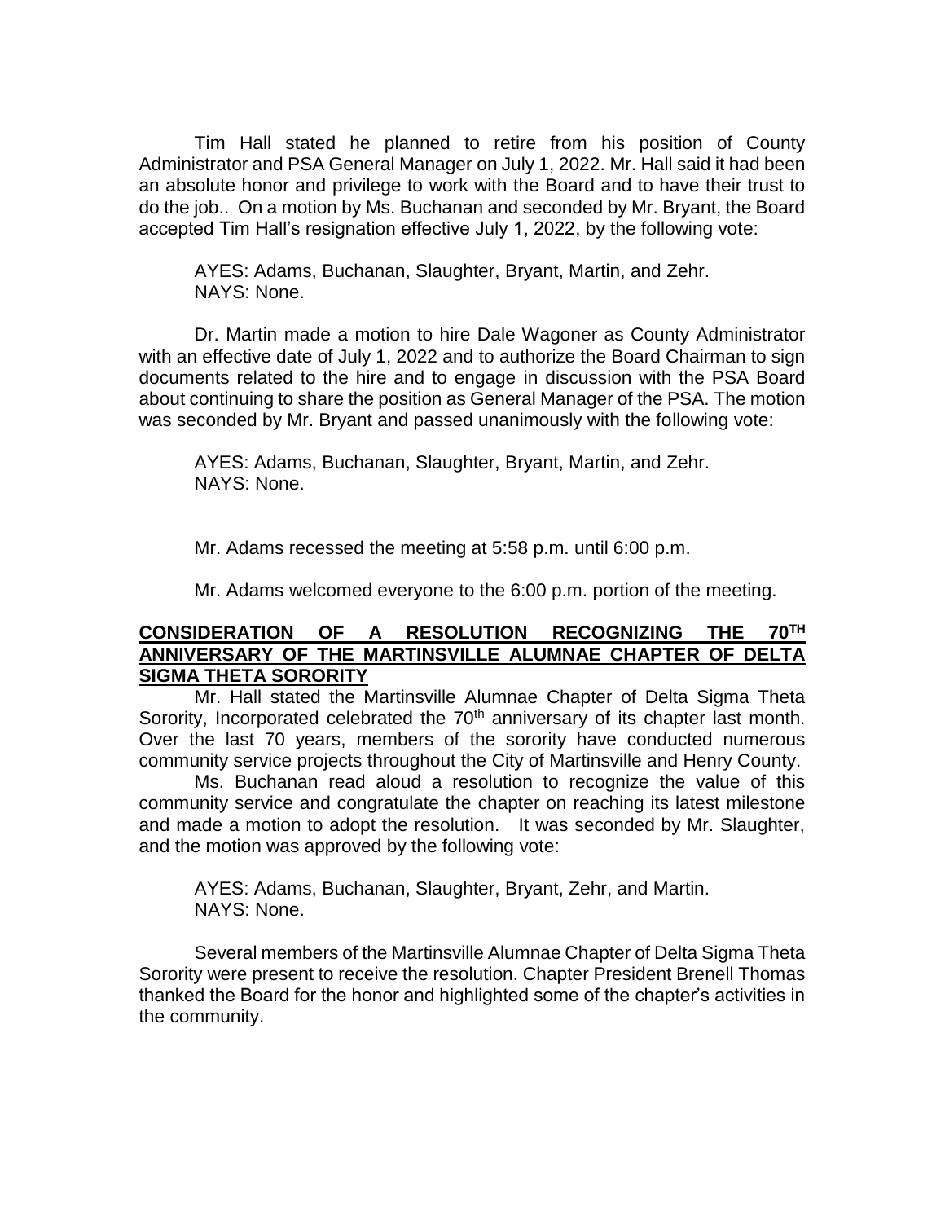Tim Hall stated he planned to retire from his position of County Administrator and PSA General Manager on July 1, 2022. Mr. Hall said it had been an absolute honor and privilege to work with the Board and to have their trust to do the job.. On a motion by Ms. Buchanan and seconded by Mr. Bryant, the Board accepted Tim Hall's resignation effective July 1, 2022, by the following vote:

AYES: Adams, Buchanan, Slaughter, Bryant, Martin, and Zehr.
NAYS: None.

Dr. Martin made a motion to hire Dale Wagoner as County Administrator with an effective date of July 1, 2022 and to authorize the Board Chairman to sign documents related to the hire and to engage in discussion with the PSA Board about continuing to share the position as General Manager of the PSA. The motion was seconded by Mr. Bryant and passed unanimously with the following vote:

AYES: Adams, Buchanan, Slaughter, Bryant, Martin, and Zehr.
NAYS: None.

Mr. Adams recessed the meeting at 5:58 p.m. until 6:00 p.m.

Mr. Adams welcomed everyone to the 6:00 p.m. portion of the meeting.

**CONSIDERATION OF A RESOLUTION RECOGNIZING THE 70TH ANNIVERSARY OF THE MARTINSVILLE ALUMNAE CHAPTER OF DELTA SIGMA THETA SORORITY**

Mr. Hall stated the Martinsville Alumnae Chapter of Delta Sigma Theta Sorority, Incorporated celebrated the 70th anniversary of its chapter last month. Over the last 70 years, members of the sorority have conducted numerous community service projects throughout the City of Martinsville and Henry County.

Ms. Buchanan read aloud a resolution to recognize the value of this community service and congratulate the chapter on reaching its latest milestone and made a motion to adopt the resolution. It was seconded by Mr. Slaughter, and the motion was approved by the following vote:

AYES: Adams, Buchanan, Slaughter, Bryant, Zehr, and Martin.
NAYS: None.

Several members of the Martinsville Alumnae Chapter of Delta Sigma Theta Sorority were present to receive the resolution. Chapter President Brenell Thomas thanked the Board for the honor and highlighted some of the chapter's activities in the community.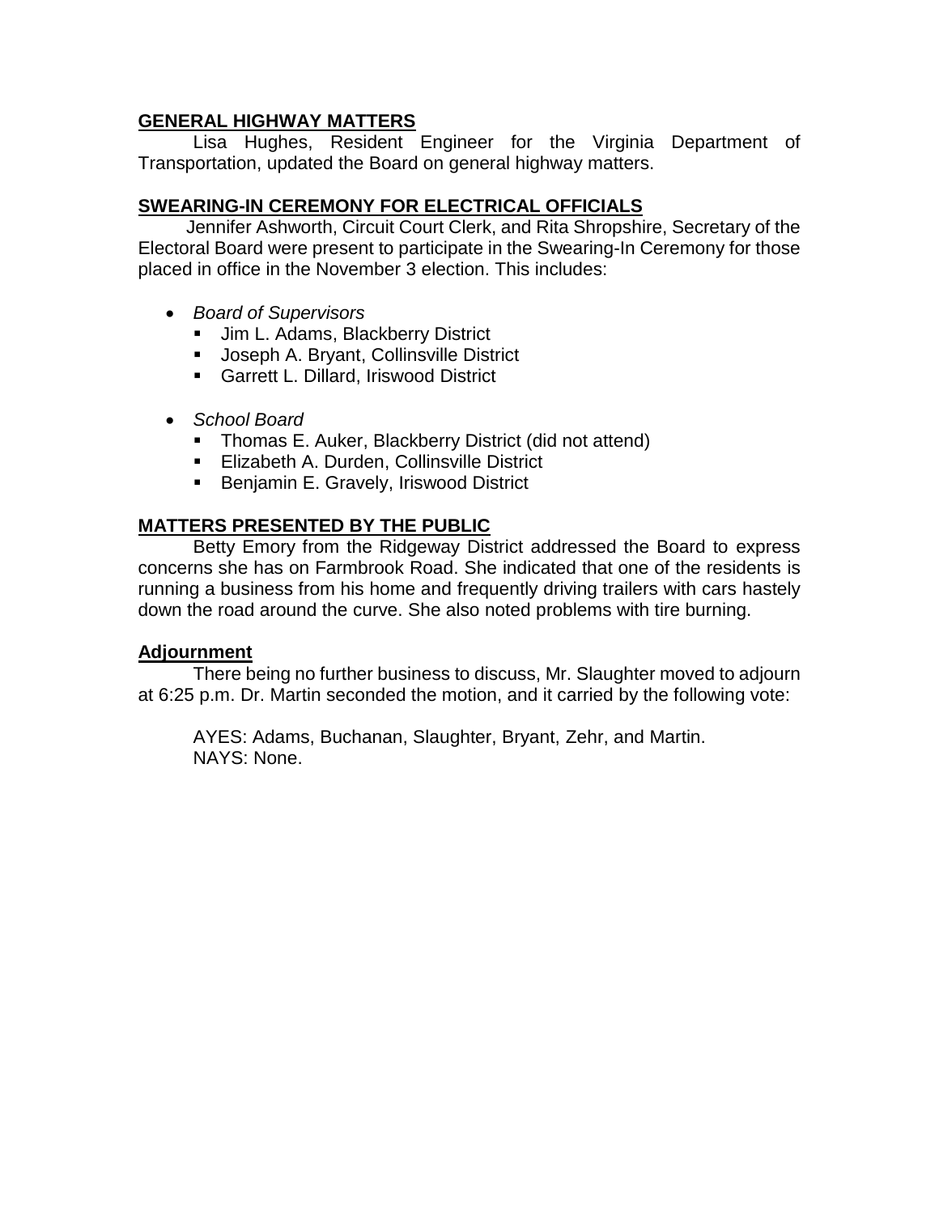**GENERAL HIGHWAY MATTERS**

Lisa Hughes, Resident Engineer for the Virginia Department of Transportation, updated the Board on general highway matters.

**SWEARING-IN CEREMONY FOR ELECTRICAL OFFICIALS**

Jennifer Ashworth, Circuit Court Clerk, and Rita Shropshire, Secretary of the Electoral Board were present to participate in the Swearing-In Ceremony for those placed in office in the November 3 election. This includes:

- *Board of Supervisors*
  - Jim L. Adams, Blackberry District
  - Joseph A. Bryant, Collinsville District
  - Garrett L. Dillard, Iriswood District
- *School Board*
  - Thomas E. Auker, Blackberry District (did not attend)
  - Elizabeth A. Durden, Collinsville District
  - Benjamin E. Gravely, Iriswood District

**MATTERS PRESENTED BY THE PUBLIC**

Betty Emory from the Ridgeway District addressed the Board to express concerns she has on Farmbrook Road. She indicated that one of the residents is running a business from his home and frequently driving trailers with cars hastely down the road around the curve. She also noted problems with tire burning.

**Adjournment**

There being no further business to discuss, Mr. Slaughter moved to adjourn at 6:25 p.m. Dr. Martin seconded the motion, and it carried by the following vote:

AYES: Adams, Buchanan, Slaughter, Bryant, Zehr, and Martin.
NAYS: None.